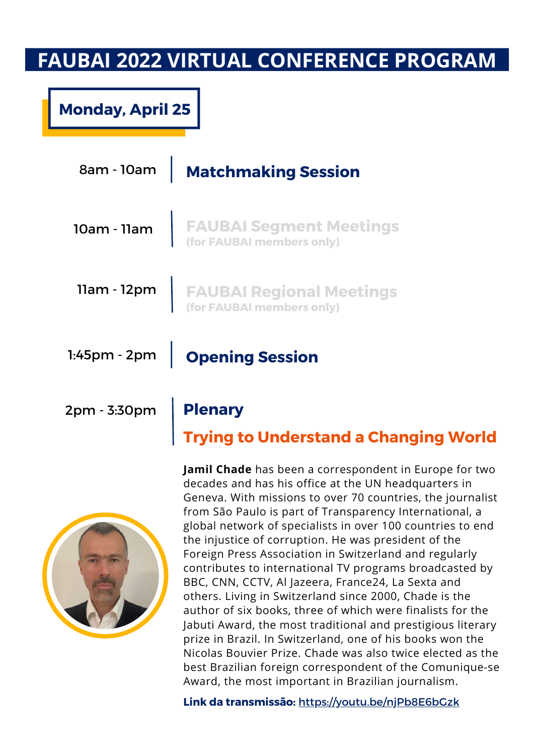# FAUBAI 2022 VIRTUAL CONFERENCE PROGRAM

## Monday, April 25

8am - 10am | **Matchmaking Session**

10am - 11am | **FAUBAI Segment Meetings**
(for FAUBAI members only)

11am - 12pm | **FAUBAI Regional Meetings**
(for FAUBAI members only)

1:45pm - 2pm | **Opening Session**

2pm - 3:30pm | **Plenary**

### Trying to Understand a Changing World

**Jamil Chade** has been a correspondent in Europe for two decades and has his office at the UN headquarters in Geneva. With missions to over 70 countries, the journalist from São Paulo is part of Transparency International, a global network of specialists in over 100 countries to end the injustice of corruption. He was president of the Foreign Press Association in Switzerland and regularly contributes to international TV programs broadcasted by BBC, CNN, CCTV, Al Jazeera, France24, La Sexta and others. Living in Switzerland since 2000, Chade is the author of six books, three of which were finalists for the Jabuti Award, the most traditional and prestigious literary prize in Brazil. In Switzerland, one of his books won the Nicolas Bouvier Prize. Chade was also twice elected as the best Brazilian foreign correspondent of the Comunique-se Award, the most important in Brazilian journalism.

**Link da transmissão:** https://youtu.be/njPb8E6bGzk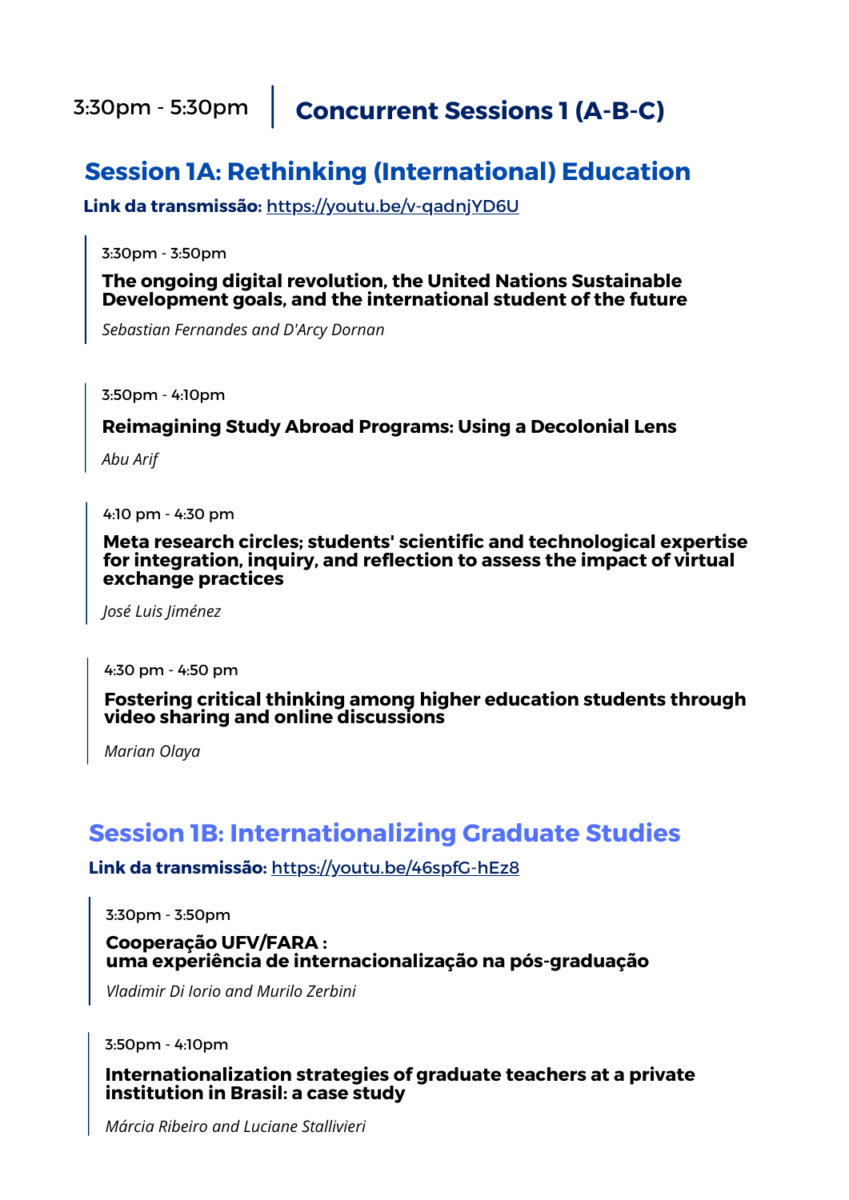3:30pm - 5:30pm | **Concurrent Sessions 1 (A-B-C)**

## Session 1A: Rethinking (International) Education

**Link da transmissão:** https://youtu.be/v-qadnjYD6U

3:30pm - 3:50pm

**The ongoing digital revolution, the United Nations Sustainable Development goals, and the international student of the future**

*Sebastian Fernandes and D'Arcy Dornan*

3:50pm - 4:10pm

**Reimagining Study Abroad Programs: Using a Decolonial Lens**

*Abu Arif*

4:10 pm - 4:30 pm

**Meta research circles; students' scientific and technological expertise for integration, inquiry, and reflection to assess the impact of virtual exchange practices**

*José Luis Jiménez*

4:30 pm - 4:50 pm

**Fostering critical thinking among higher education students through video sharing and online discussions**

*Marian Olaya*

## Session 1B: Internationalizing Graduate Studies

**Link da transmissão:** https://youtu.be/46spfG-hEz8

3:30pm - 3:50pm

**Cooperação UFV/FARA : uma experiência de internacionalização na pós-graduação**

*Vladimir Di Iorio and Murilo Zerbini*

3:50pm - 4:10pm

**Internationalization strategies of graduate teachers at a private institution in Brasil: a case study**

*Márcia Ribeiro and Luciane Stallivieri*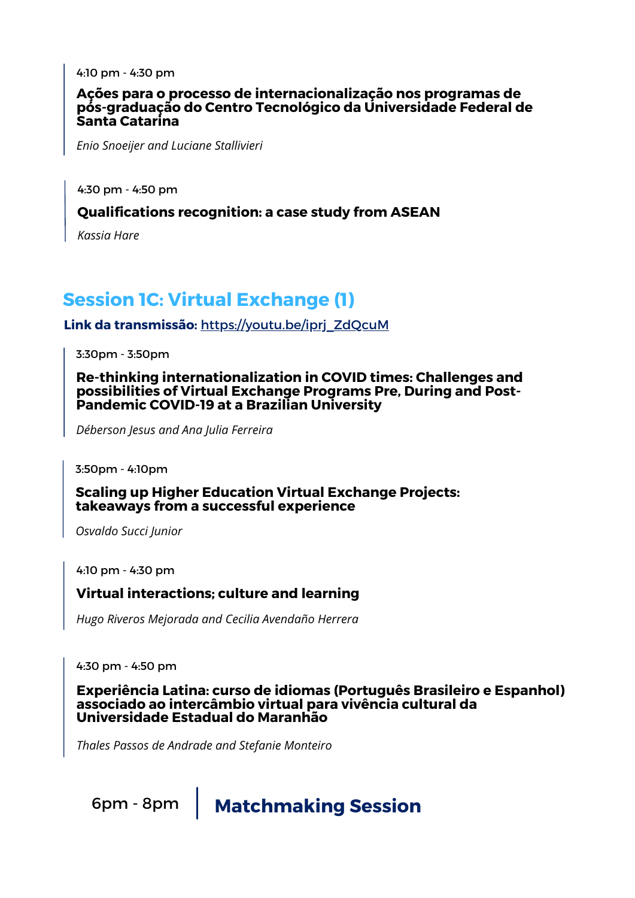4:10 pm - 4:30 pm

**Ações para o processo de internacionalização nos programas de pós-graduação do Centro Tecnológico da Universidade Federal de Santa Catarina**

*Enio Snoeijer and Luciane Stallivieri*

4:30 pm - 4:50 pm

**Qualifications recognition: a case study from ASEAN**

*Kassia Hare*

## Session 1C: Virtual Exchange (1)

**Link da transmissão:** https://youtu.be/iprj_ZdQcuM

3:30pm - 3:50pm

**Re-thinking internationalization in COVID times: Challenges and possibilities of Virtual Exchange Programs Pre, During and Post-Pandemic COVID-19 at a Brazilian University**

*Déberson Jesus and Ana Julia Ferreira*

3:50pm - 4:10pm

**Scaling up Higher Education Virtual Exchange Projects: takeaways from a successful experience**

*Osvaldo Succi Junior*

4:10 pm - 4:30 pm

**Virtual interactions; culture and learning**

*Hugo Riveros Mejorada and Cecilia Avendaño Herrera*

4:30 pm - 4:50 pm

**Experiência Latina: curso de idiomas (Português Brasileiro e Espanhol) associado ao intercâmbio virtual para vivência cultural da Universidade Estadual do Maranhão**

*Thales Passos de Andrade and Stefanie Monteiro*

6pm - 8pm | **Matchmaking Session**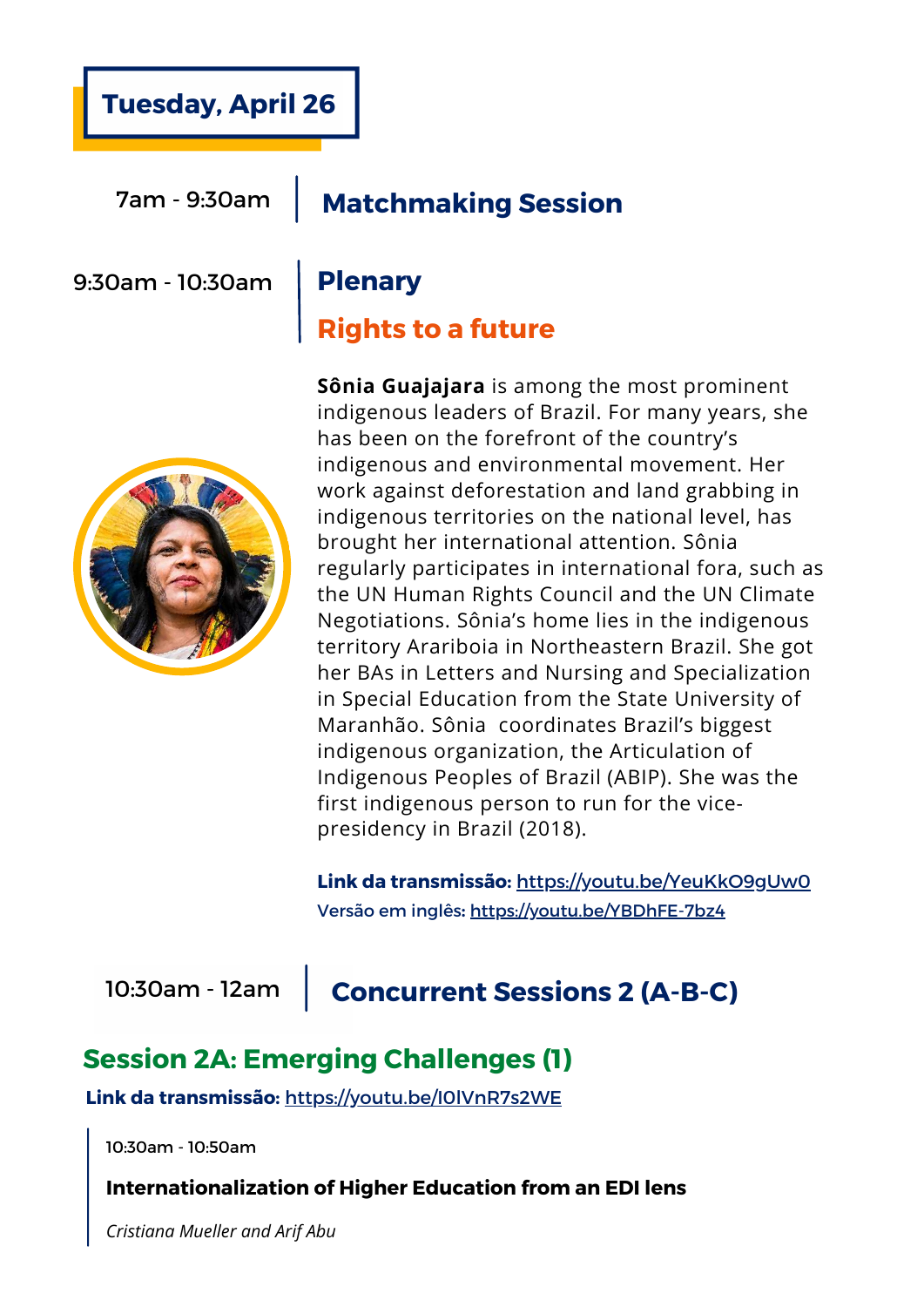## Tuesday, April 26

7am - 9:30am | **Matchmaking Session**

9:30am - 10:30am | **Plenary**

### Rights to a future

**Sônia Guajajara** is among the most prominent indigenous leaders of Brazil. For many years, she has been on the forefront of the country's indigenous and environmental movement. Her work against deforestation and land grabbing in indigenous territories on the national level, has brought her international attention. Sônia regularly participates in international fora, such as the UN Human Rights Council and the UN Climate Negotiations. Sônia's home lies in the indigenous territory Arariboia in Northeastern Brazil. She got her BAs in Letters and Nursing and Specialization in Special Education from the State University of Maranhão. Sônia coordinates Brazil's biggest indigenous organization, the Articulation of Indigenous Peoples of Brazil (ABIP). She was the first indigenous person to run for the vice-presidency in Brazil (2018).

**Link da transmissão:** https://youtu.be/YeuKkO9gUw0

Versão em inglês: https://youtu.be/YBDhFE-7bz4

10:30am - 12am | **Concurrent Sessions 2 (A-B-C)**

## Session 2A: Emerging Challenges (1)

**Link da transmissão:** https://youtu.be/I0lVnR7s2WE

10:30am - 10:50am

**Internationalization of Higher Education from an EDI lens**

*Cristiana Mueller and Arif Abu*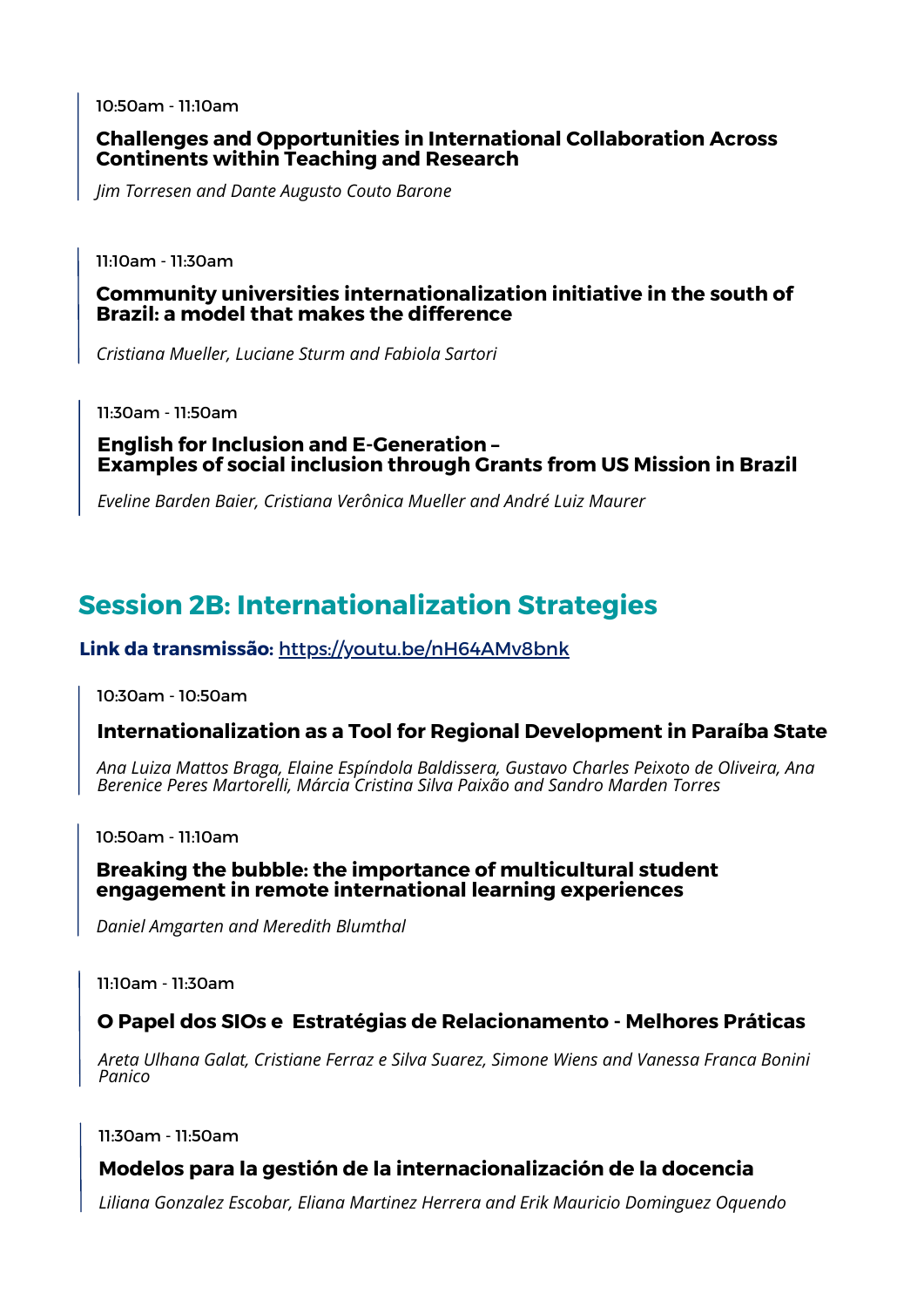10:50am - 11:10am

**Challenges and Opportunities in International Collaboration Across Continents within Teaching and Research**

*Jim Torresen and Dante Augusto Couto Barone*

11:10am - 11:30am

**Community universities internationalization initiative in the south of Brazil: a model that makes the difference**

*Cristiana Mueller, Luciane Sturm and Fabiola Sartori*

11:30am - 11:50am

**English for Inclusion and E-Generation – Examples of social inclusion through Grants from US Mission in Brazil**

*Eveline Barden Baier, Cristiana Verônica Mueller and André Luiz Maurer*

## Session 2B: Internationalization Strategies

**Link da transmissão:** https://youtu.be/nH64AMv8bnk

10:30am - 10:50am

**Internationalization as a Tool for Regional Development in Paraíba State**

*Ana Luiza Mattos Braga, Elaine Espíndola Baldissera, Gustavo Charles Peixoto de Oliveira, Ana Berenice Peres Martorelli, Márcia Cristina Silva Paixão and Sandro Marden Torres*

10:50am - 11:10am

**Breaking the bubble: the importance of multicultural student engagement in remote international learning experiences**

*Daniel Amgarten and Meredith Blumthal*

11:10am - 11:30am

**O Papel dos SIOs e Estratégias de Relacionamento - Melhores Práticas**

*Areta Ulhana Galat, Cristiane Ferraz e Silva Suarez, Simone Wiens and Vanessa Franca Bonini Panico*

11:30am - 11:50am

**Modelos para la gestión de la internacionalización de la docencia**

*Liliana Gonzalez Escobar, Eliana Martinez Herrera and Erik Mauricio Dominguez Oquendo*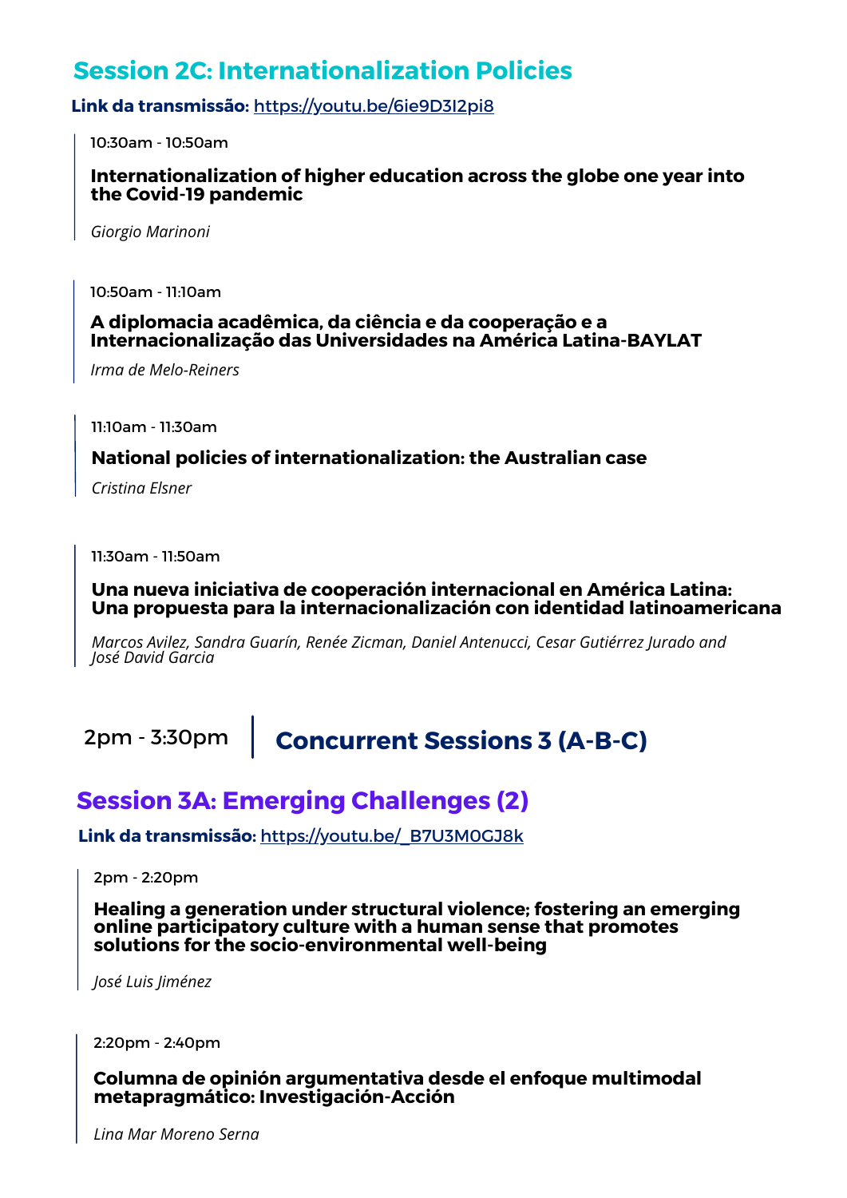## Session 2C: Internationalization Policies

**Link da transmissão:** https://youtu.be/6ie9D3I2pi8

10:30am - 10:50am

**Internationalization of higher education across the globe one year into the Covid-19 pandemic**

*Giorgio Marinoni*

10:50am - 11:10am

**A diplomacia acadêmica, da ciência e da cooperação e a Internacionalização das Universidades na América Latina-BAYLAT**

*Irma de Melo-Reiners*

11:10am - 11:30am

**National policies of internationalization: the Australian case**

*Cristina Elsner*

11:30am - 11:50am

**Una nueva iniciativa de cooperación internacional en América Latina: Una propuesta para la internacionalización con identidad latinoamericana**

*Marcos Avilez, Sandra Guarín, Renée Zicman, Daniel Antenucci, Cesar Gutiérrez Jurado and José David Garcia*

# 2pm - 3:30pm | Concurrent Sessions 3 (A-B-C)

## Session 3A: Emerging Challenges (2)

**Link da transmissão:** https://youtu.be/_B7U3M0GJ8k

2pm - 2:20pm

**Healing a generation under structural violence; fostering an emerging online participatory culture with a human sense that promotes solutions for the socio-environmental well-being**

*José Luis Jiménez*

2:20pm - 2:40pm

**Columna de opinión argumentativa desde el enfoque multimodal metapragmático: Investigación-Acción**

*Lina Mar Moreno Serna*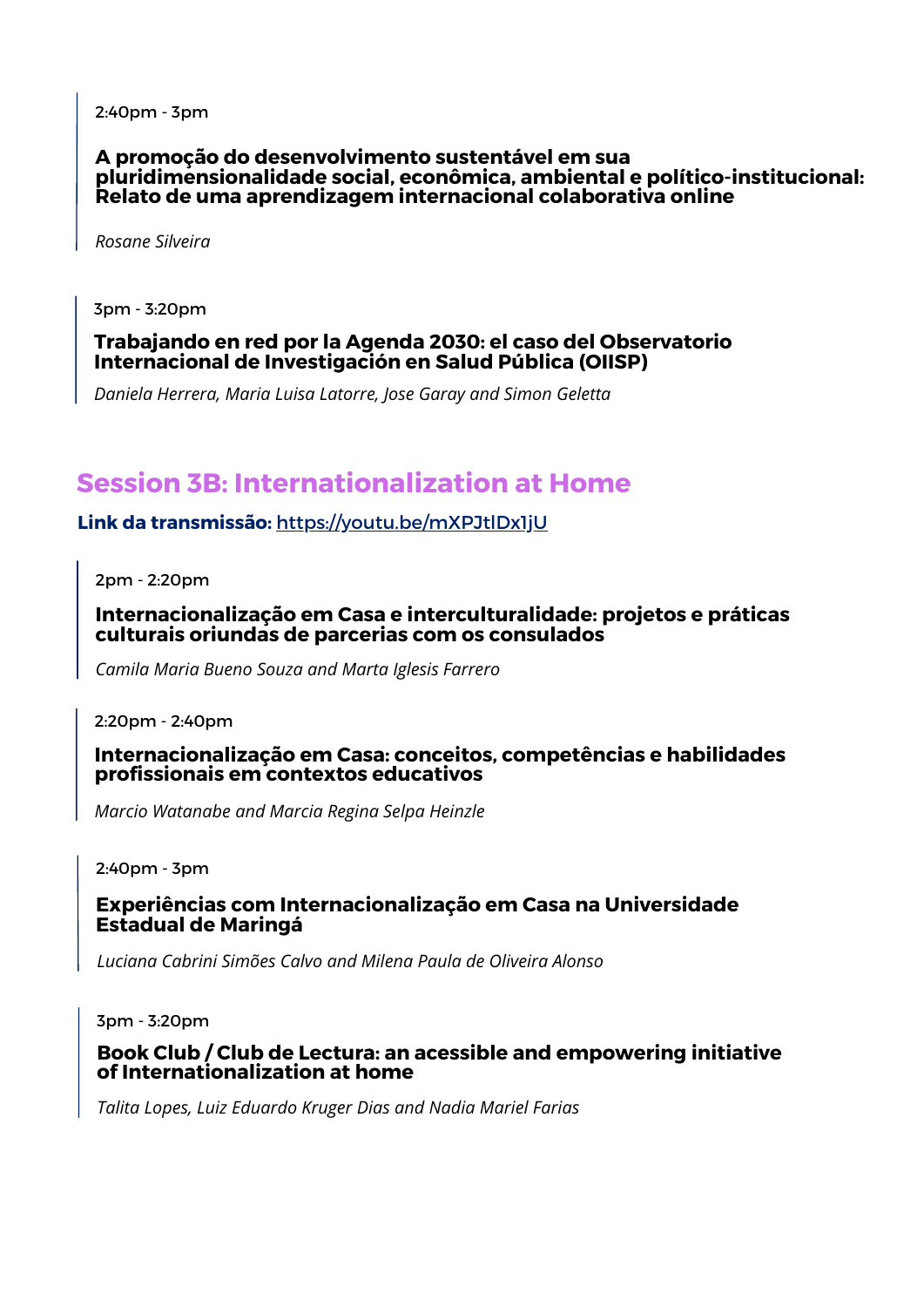2:40pm - 3pm

**A promoção do desenvolvimento sustentável em sua pluridimensionalidade social, econômica, ambiental e político-institucional: Relato de uma aprendizagem internacional colaborativa online**

*Rosane Silveira*

3pm - 3:20pm

**Trabajando en red por la Agenda 2030: el caso del Observatorio Internacional de Investigación en Salud Pública (OIISP)**

*Daniela Herrera, Maria Luisa Latorre, Jose Garay and Simon Geletta*

## Session 3B: Internationalization at Home

**Link da transmissão:** https://youtu.be/mXPJtlDx1jU

2pm - 2:20pm

**Internacionalização em Casa e interculturalidade: projetos e práticas culturais oriundas de parcerias com os consulados**

*Camila Maria Bueno Souza and Marta Iglesis Farrero*

2:20pm - 2:40pm

**Internacionalização em Casa: conceitos, competências e habilidades profissionais em contextos educativos**

*Marcio Watanabe and Marcia Regina Selpa Heinzle*

2:40pm - 3pm

**Experiências com Internacionalização em Casa na Universidade Estadual de Maringá**

*Luciana Cabrini Simões Calvo and Milena Paula de Oliveira Alonso*

3pm - 3:20pm

**Book Club / Club de Lectura: an acessible and empowering initiative of Internationalization at home**

*Talita Lopes, Luiz Eduardo Kruger Dias and Nadia Mariel Farias*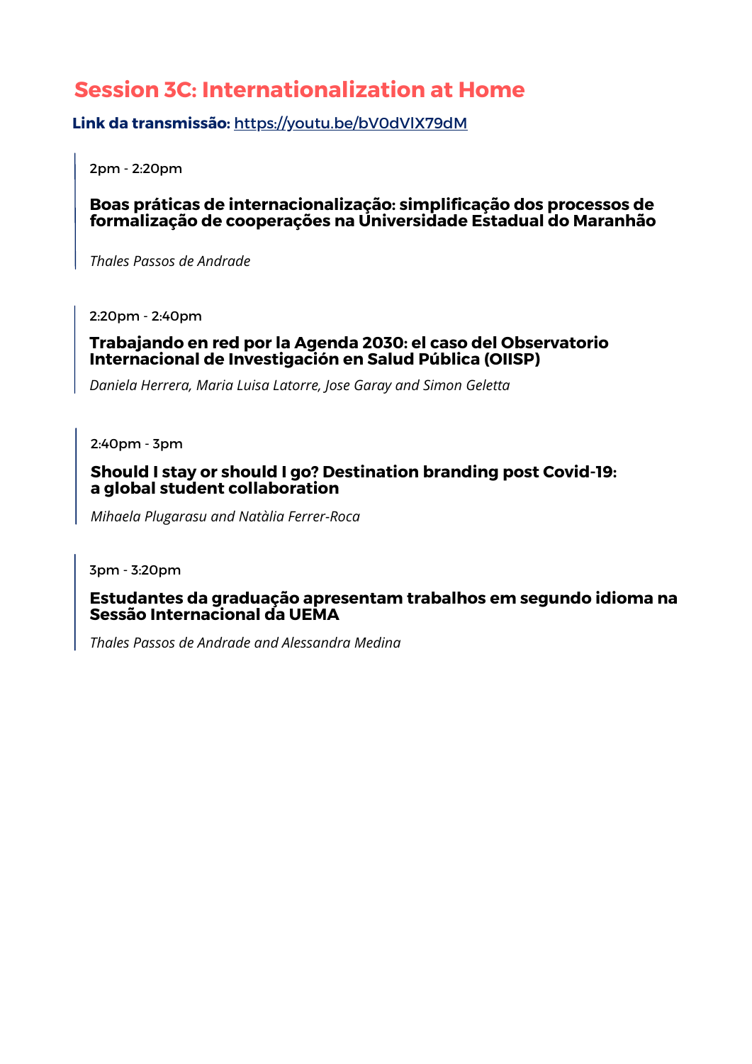## Session 3C: Internationalization at Home

**Link da transmissão:** https://youtu.be/bV0dVlX79dM

2pm - 2:20pm

**Boas práticas de internacionalização: simplificação dos processos de formalização de cooperações na Universidade Estadual do Maranhão**

*Thales Passos de Andrade*

2:20pm - 2:40pm

**Trabajando en red por la Agenda 2030: el caso del Observatorio Internacional de Investigación en Salud Pública (OIISP)**

*Daniela Herrera, Maria Luisa Latorre, Jose Garay and Simon Geletta*

2:40pm - 3pm

**Should I stay or should I go? Destination branding post Covid-19: a global student collaboration**

*Mihaela Plugarasu and Natàlia Ferrer-Roca*

3pm - 3:20pm

**Estudantes da graduação apresentam trabalhos em segundo idioma na Sessão Internacional da UEMA**

*Thales Passos de Andrade and Alessandra Medina*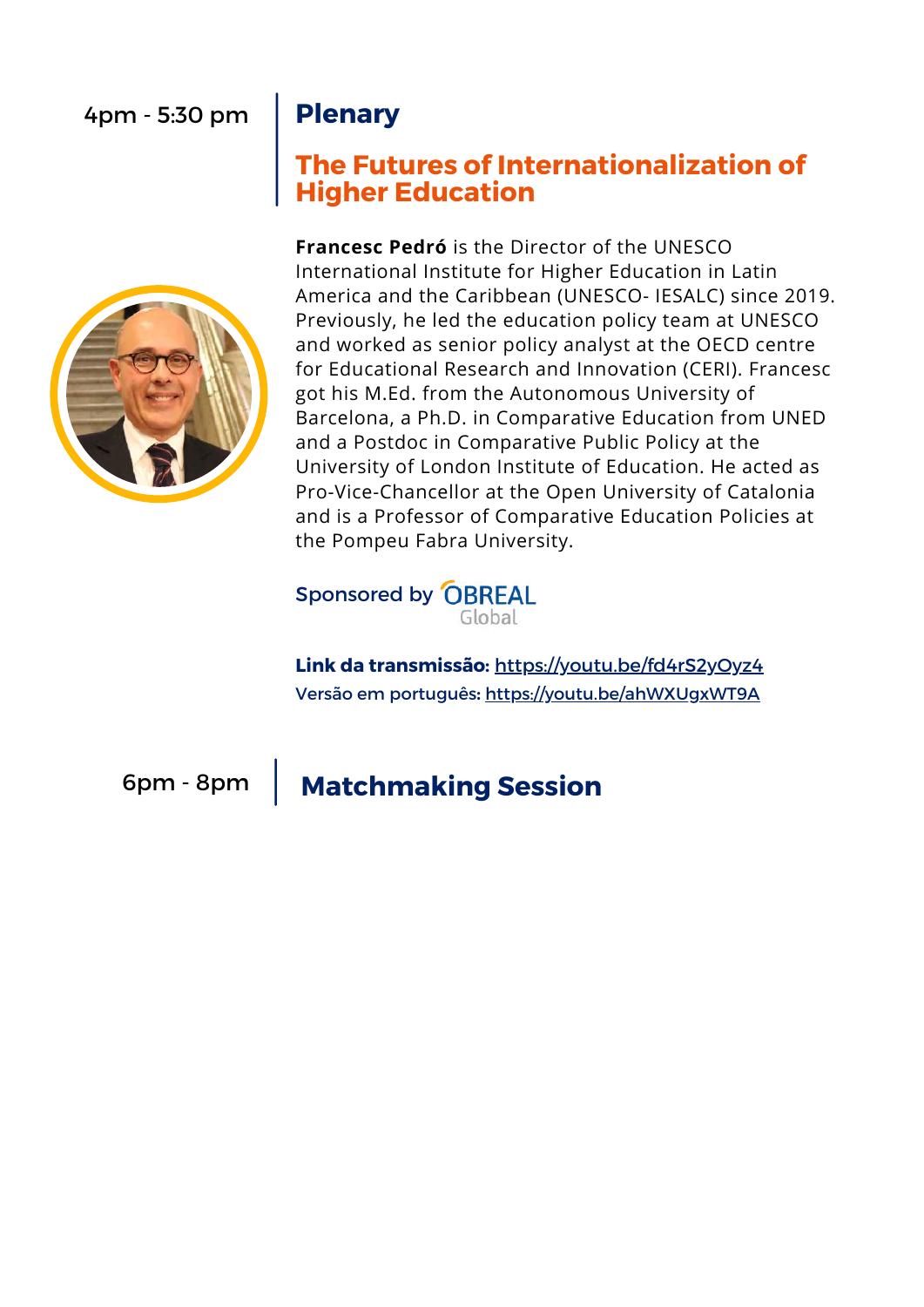4pm - 5:30 pm

## Plenary

### The Futures of Internationalization of Higher Education

**Francesc Pedró** is the Director of the UNESCO International Institute for Higher Education in Latin America and the Caribbean (UNESCO- IESALC) since 2019. Previously, he led the education policy team at UNESCO and worked as senior policy analyst at the OECD centre for Educational Research and Innovation (CERI). Francesc got his M.Ed. from the Autonomous University of Barcelona, a Ph.D. in Comparative Education from UNED and a Postdoc in Comparative Public Policy at the University of London Institute of Education. He acted as Pro-Vice-Chancellor at the Open University of Catalonia and is a Professor of Comparative Education Policies at the Pompeu Fabra University.

Sponsored by OBREAL Global

**Link da transmissão:** https://youtu.be/fd4rS2yOyz4
Versão em português: https://youtu.be/ahWXUgxWT9A

6pm - 8pm

## Matchmaking Session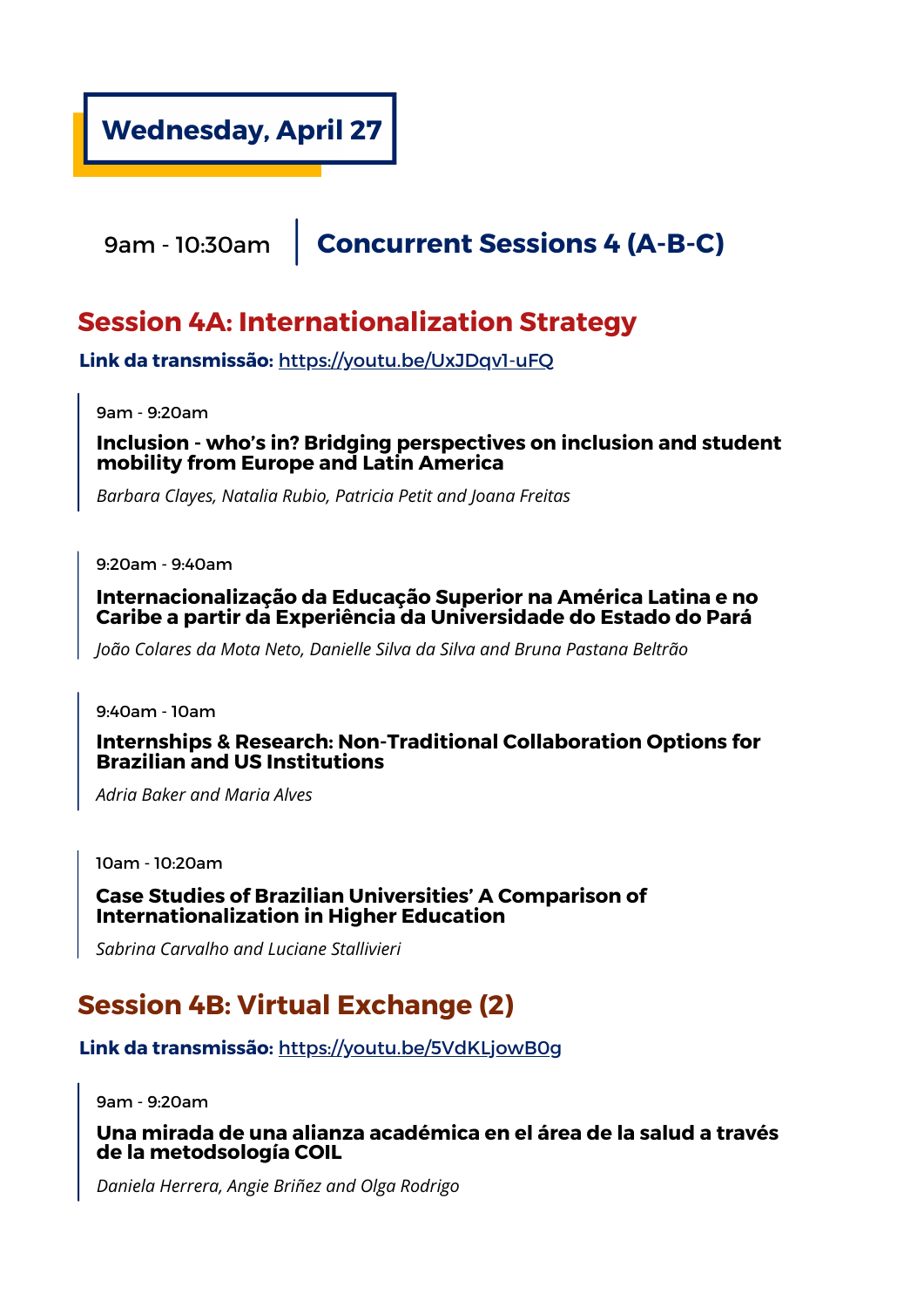# Wednesday, April 27

9am - 10:30am | **Concurrent Sessions 4 (A-B-C)**

## Session 4A: Internationalization Strategy

**Link da transmissão:** https://youtu.be/UxJDqv1-uFQ

9am - 9:20am

**Inclusion - who's in? Bridging perspectives on inclusion and student mobility from Europe and Latin America**

*Barbara Clayes, Natalia Rubio, Patricia Petit and Joana Freitas*

9:20am - 9:40am

**Internacionalização da Educação Superior na América Latina e no Caribe a partir da Experiência da Universidade do Estado do Pará**

*João Colares da Mota Neto, Danielle Silva da Silva and Bruna Pastana Beltrão*

9:40am - 10am

**Internships & Research: Non-Traditional Collaboration Options for Brazilian and US Institutions**

*Adria Baker and Maria Alves*

10am - 10:20am

**Case Studies of Brazilian Universities' A Comparison of Internationalization in Higher Education**

*Sabrina Carvalho and Luciane Stallivieri*

## Session 4B: Virtual Exchange (2)

**Link da transmissão:** https://youtu.be/5VdKLjowB0g

9am - 9:20am

**Una mirada de una alianza académica en el área de la salud a través de la metodsología COIL**

*Daniela Herrera, Angie Briñez and Olga Rodrigo*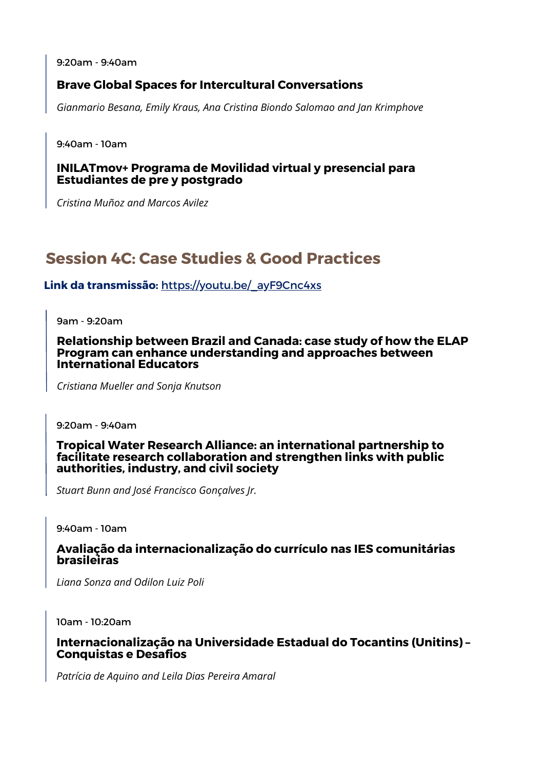9:20am - 9:40am

**Brave Global Spaces for Intercultural Conversations**

*Gianmario Besana, Emily Kraus, Ana Cristina Biondo Salomao and Jan Krimphove*

9:40am - 10am

**INILATmov+ Programa de Movilidad virtual y presencial para Estudiantes de pre y postgrado**

*Cristina Muñoz and Marcos Avilez*

## Session 4C: Case Studies & Good Practices

**Link da transmissão:** https://youtu.be/_ayF9Cnc4xs

9am - 9:20am

**Relationship between Brazil and Canada: case study of how the ELAP Program can enhance understanding and approaches between International Educators**

*Cristiana Mueller and Sonja Knutson*

9:20am - 9:40am

**Tropical Water Research Alliance: an international partnership to facilitate research collaboration and strengthen links with public authorities, industry, and civil society**

*Stuart Bunn and José Francisco Gonçalves Jr.*

9:40am - 10am

**Avaliação da internacionalização do currículo nas IES comunitárias brasileiras**

*Liana Sonza and Odilon Luiz Poli*

10am - 10:20am

**Internacionalização na Universidade Estadual do Tocantins (Unitins) – Conquistas e Desafios**

*Patrícia de Aquino and Leila Dias Pereira Amaral*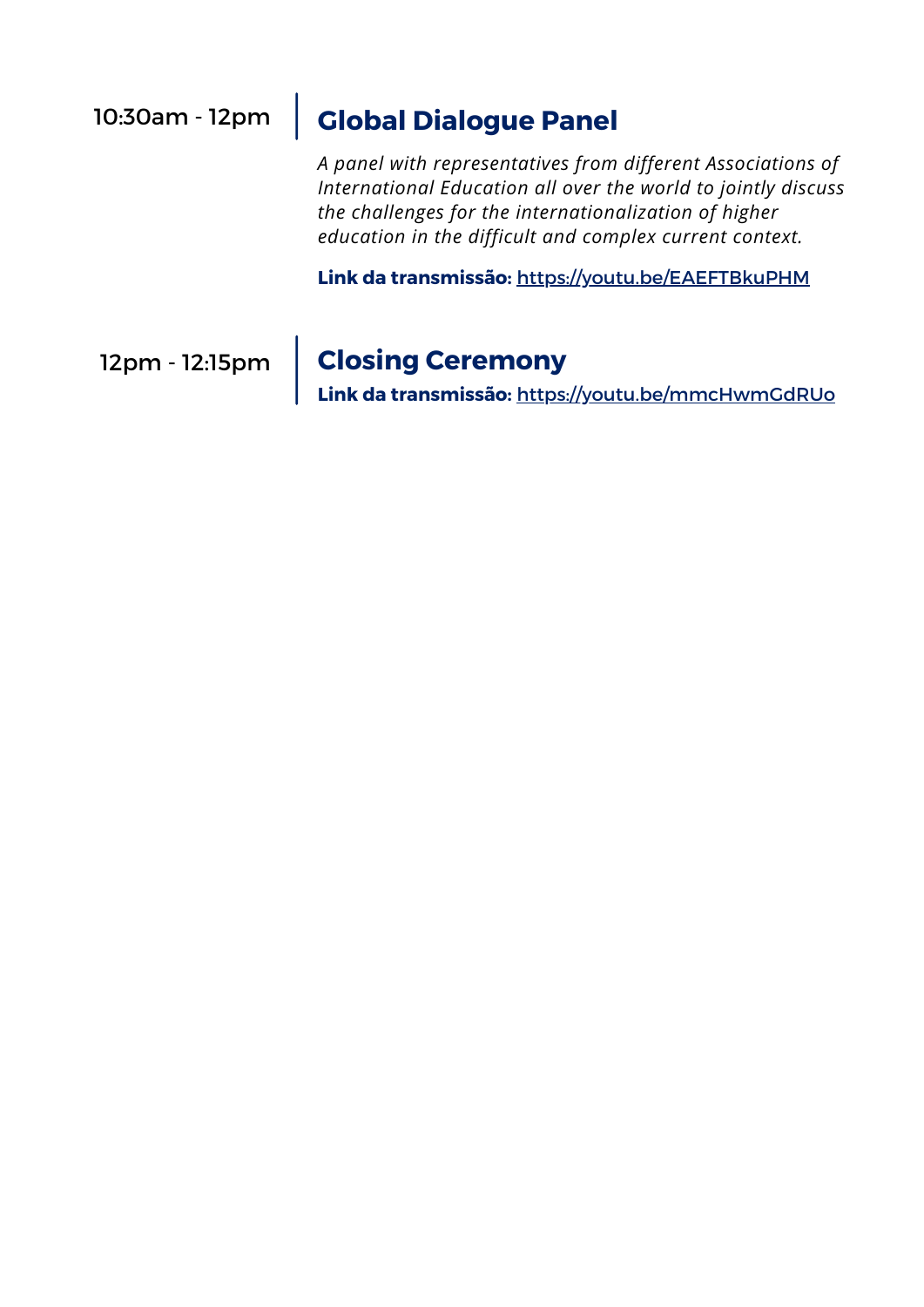10:30am - 12pm

## Global Dialogue Panel

*A panel with representatives from different Associations of International Education all over the world to jointly discuss the challenges for the internationalization of higher education in the difficult and complex current context.*

**Link da transmissão:** https://youtu.be/EAEFTBkuPHM

12pm - 12:15pm

## Closing Ceremony

**Link da transmissão:** https://youtu.be/mmcHwmGdRUo